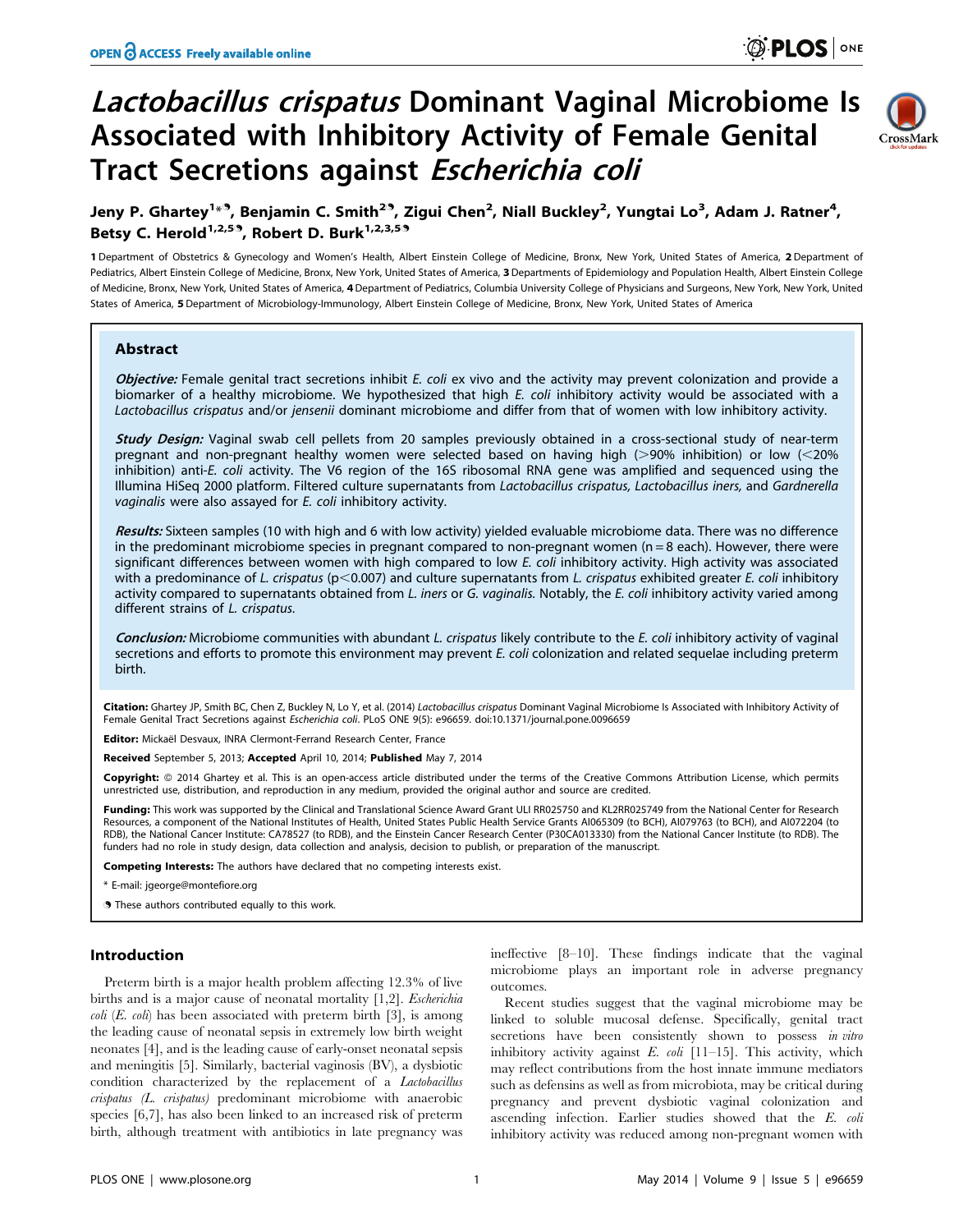# *Lactobacillus crispatus* Dominant Vaginal Microbiome Is Associated with Inhibitory Activity of Female Genital Tract Secretions against *Escherichia coli*

**Jeny P. Ghartey[1]\*, Benjamin C. Smith[2], Zigui Chen[2], Niall Buckley[2], Yungtai Lo[3], Adam J. Ratner[4], Betsy C. Herold[1,2,5], Robert D. Burk[1,2,3,5]**

1 Department of Obstetrics & Gynecology and Women's Health, Albert Einstein College of Medicine, Bronx, New York, United States of America, 2 Department of Pediatrics, Albert Einstein College of Medicine, Bronx, New York, United States of America, 3 Departments of Epidemiology and Population Health, Albert Einstein College of Medicine, Bronx, New York, United States of America, 4 Department of Pediatrics, Columbia University College of Physicians and Surgeons, New York, New York, United States of America, 5 Department of Microbiology-Immunology, Albert Einstein College of Medicine, Bronx, New York, United States of America

## Abstract

***Objective:*** Female genital tract secretions inhibit *E. coli* ex vivo and the activity may prevent colonization and provide a biomarker of a healthy microbiome. We hypothesized that high *E. coli* inhibitory activity would be associated with a *Lactobacillus crispatus* and/or *jensenii* dominant microbiome and differ from that of women with low inhibitory activity.

***Study Design:*** Vaginal swab cell pellets from 20 samples previously obtained in a cross-sectional study of near-term pregnant and non-pregnant healthy women were selected based on having high (>90% inhibition) or low (<20% inhibition) anti-*E. coli* activity. The V6 region of the 16S ribosomal RNA gene was amplified and sequenced using the Illumina HiSeq 2000 platform. Filtered culture supernatants from *Lactobacillus crispatus, Lactobacillus iners,* and *Gardnerella vaginalis* were also assayed for *E. coli* inhibitory activity.

***Results:*** Sixteen samples (10 with high and 6 with low activity) yielded evaluable microbiome data. There was no difference in the predominant microbiome species in pregnant compared to non-pregnant women (n = 8 each). However, there were significant differences between women with high compared to low *E. coli* inhibitory activity. High activity was associated with a predominance of *L. crispatus* ($p<0.007$) and culture supernatants from *L. crispatus* exhibited greater *E. coli* inhibitory activity compared to supernatants obtained from *L. iners* or *G. vaginalis.* Notably, the *E. coli* inhibitory activity varied among different strains of *L. crispatus.*

***Conclusion:*** Microbiome communities with abundant *L. crispatus* likely contribute to the *E. coli* inhibitory activity of vaginal secretions and efforts to promote this environment may prevent *E. coli* colonization and related sequelae including preterm birth.

**Citation:** Ghartey JP, Smith BC, Chen Z, Buckley N, Lo Y, et al. (2014) *Lactobacillus crispatus* Dominant Vaginal Microbiome Is Associated with Inhibitory Activity of Female Genital Tract Secretions against *Escherichia coli*. PLoS ONE 9(5): e96659. doi:10.1371/journal.pone.0096659

**Editor:** Mickaël Desvaux, INRA Clermont-Ferrand Research Center, France

**Received** September 5, 2013; **Accepted** April 10, 2014; **Published** May 7, 2014

**Copyright:** © 2014 Ghartey et al. This is an open-access article distributed under the terms of the Creative Commons Attribution License, which permits unrestricted use, distribution, and reproduction in any medium, provided the original author and source are credited.

**Funding:** This work was supported by the Clinical and Translational Science Award Grant ULI RR025750 and KL2RR025749 from the National Center for Research Resources, a component of the National Institutes of Health, United States Public Health Service Grants AI065309 (to BCH), AI079763 (to BCH), and AI072204 (to RDB), the National Cancer Institute: CA78527 (to RDB), and the Einstein Cancer Research Center (P30CA013330) from the National Cancer Institute (to RDB). The funders had no role in study design, data collection and analysis, decision to publish, or preparation of the manuscript.

**Competing Interests:** The authors have declared that no competing interests exist.

\* E-mail: jgeorge@montefiore.org

These authors contributed equally to this work.

## Introduction

Preterm birth is a major health problem affecting 12.3% of live births and is a major cause of neonatal mortality [1,2]. *Escherichia coli* (*E. coli*) has been associated with preterm birth [3], is among the leading cause of neonatal sepsis in extremely low birth weight neonates [4], and is the leading cause of early-onset neonatal sepsis and meningitis [5]. Similarly, bacterial vaginosis (BV), a dysbiotic condition characterized by the replacement of a *Lactobacillus crispatus (L. crispatus)* predominant microbiome with anaerobic species [6,7], has also been linked to an increased risk of preterm birth, although treatment with antibiotics in late pregnancy was ineffective [8–10]. These findings indicate that the vaginal microbiome plays an important role in adverse pregnancy outcomes.

Recent studies suggest that the vaginal microbiome may be linked to soluble mucosal defense. Specifically, genital tract secretions have been consistently shown to possess *in vitro* inhibitory activity against *E. coli* [11–15]. This activity, which may reflect contributions from the host innate immune mediators such as defensins as well as from microbiota, may be critical during pregnancy and prevent dysbiotic vaginal colonization and ascending infection. Earlier studies showed that the *E. coli* inhibitory activity was reduced among non-pregnant women with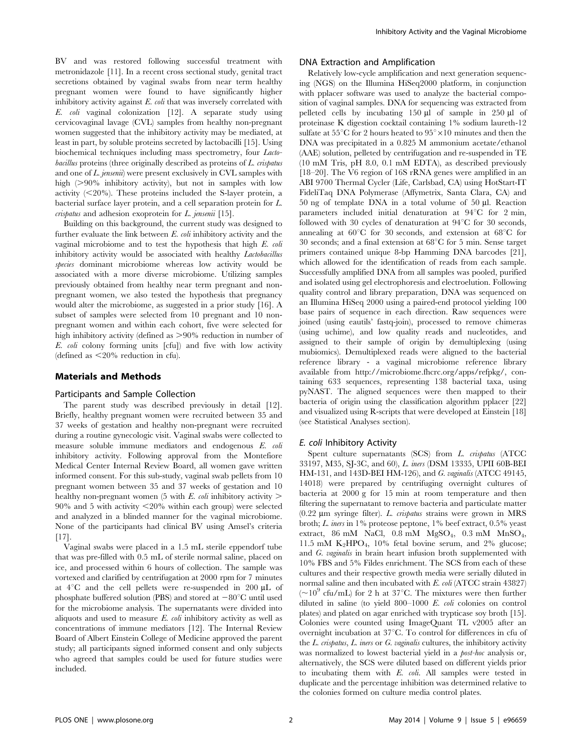BV and was restored following successful treatment with metronidazole [11]. In a recent cross sectional study, genital tract secretions obtained by vaginal swabs from near term healthy pregnant women were found to have significantly higher inhibitory activity against *E. coli* that was inversely correlated with *E. coli* vaginal colonization [12]. A separate study using cervicovaginal lavage (CVL) samples from healthy non-pregnant women suggested that the inhibitory activity may be mediated, at least in part, by soluble proteins secreted by lactobacilli [15]. Using biochemical techniques including mass spectrometry, four *Lactobacillus* proteins (three originally described as proteins of *L. crispatus* and one of *L. jensenii*) were present exclusively in CVL samples with high (>90% inhibitory activity), but not in samples with low activity (<20%). These proteins included the S-layer protein, a bacterial surface layer protein, and a cell separation protein for *L. crispatus* and adhesion exoprotein for *L. jensenii* [15].

Building on this background, the current study was designed to further evaluate the link between *E. coli* inhibitory activity and the vaginal microbiome and to test the hypothesis that high *E. coli* inhibitory activity would be associated with healthy *Lactobacillus species* dominant microbiome whereas low activity would be associated with a more diverse microbiome. Utilizing samples previously obtained from healthy near term pregnant and non-pregnant women, we also tested the hypothesis that pregnancy would alter the microbiome, as suggested in a prior study [16]. A subset of samples were selected from 10 pregnant and 10 non-pregnant women and within each cohort, five were selected for high inhibitory activity (defined as >90% reduction in number of *E. coli* colony forming units [cfu]) and five with low activity (defined as <20% reduction in cfu).

## Materials and Methods

### Participants and Sample Collection

The parent study was described previously in detail [12]. Briefly, healthy pregnant women were recruited between 35 and 37 weeks of gestation and healthy non-pregnant were recruited during a routine gynecologic visit. Vaginal swabs were collected to measure soluble immune mediators and endogenous *E. coli* inhibitory activity. Following approval from the Montefiore Medical Center Internal Review Board, all women gave written informed consent. For this sub-study, vaginal swab pellets from 10 pregnant women between 35 and 37 weeks of gestation and 10 healthy non-pregnant women (5 with *E. coli* inhibitory activity > 90% and 5 with activity <20% within each group) were selected and analyzed in a blinded manner for the vaginal microbiome. None of the participants had clinical BV using Amsel's criteria [17].

Vaginal swabs were placed in a 1.5 mL sterile eppendorf tube that was pre-filled with 0.5 mL of sterile normal saline, placed on ice, and processed within 6 hours of collection. The sample was vortexed and clarified by centrifugation at 2000 rpm for 7 minutes at 4°C and the cell pellets were re-suspended in 200 µL of phosphate buffered solution (PBS) and stored at −80°C until used for the microbiome analysis. The supernatants were divided into aliquots and used to measure *E. coli* inhibitory activity as well as concentrations of immune mediators [12]. The Internal Review Board of Albert Einstein College of Medicine approved the parent study; all participants signed informed consent and only subjects who agreed that samples could be used for future studies were included.

### DNA Extraction and Amplification

Relatively low-cycle amplification and next generation sequencing (NGS) on the Illumina HiSeq2000 platform, in conjunction with pplacer software was used to analyze the bacterial composition of vaginal samples. DNA for sequencing was extracted from pelleted cells by incubating 150 µl of sample in 250 µl of proteinase K digestion cocktail containing 1% sodium laureth-12 sulfate at 55°C for 2 hours heated to 95°×10 minutes and then the DNA was precipitated in a 0.825 M ammonium acetate/ethanol (AAE) solution, pelleted by centrifugation and re-suspended in TE (10 mM Tris, pH 8.0, 0.1 mM EDTA), as described previously [18–20]. The V6 region of 16S rRNA genes were amplified in an ABI 9700 Thermal Cycler (Life, Carlsbad, CA) using HotStart-IT FideliTaq DNA Polymerase (Affymetrix, Santa Clara, CA) and 50 ng of template DNA in a total volume of 50 µl. Reaction parameters included initial denaturation at 94°C for 2 min, followed with 30 cycles of denaturation at 94°C for 30 seconds, annealing at 60°C for 30 seconds, and extension at 68°C for 30 seconds; and a final extension at 68°C for 5 min. Sense target primers contained unique 8-bp Hamming DNA barcodes [21], which allowed for the identification of reads from each sample. Successfully amplified DNA from all samples was pooled, purified and isolated using gel electrophoresis and electroelution. Following quality control and library preparation, DNA was sequenced on an Illumina HiSeq 2000 using a paired-end protocol yielding 100 base pairs of sequence in each direction. Raw sequences were joined (using eautils' fastq-join), processed to remove chimeras (using uchime), and low quality reads and nucleotides, and assigned to their sample of origin by demultiplexing (using mubiomics). Demultiplexed reads were aligned to the bacterial reference library - a vaginal microbiome reference library available from http://microbiome.fhcrc.org/apps/refpkg/, containing 633 sequences, representing 138 bacterial taxa, using pyNAST. The aligned sequences were then mapped to their bacteria of origin using the classification algorithm pplacer [22] and visualized using R-scripts that were developed at Einstein [18] (see Statistical Analyses section).

### *E. coli* Inhibitory Activity

Spent culture supernatants (SCS) from *L. crispatus* (ATCC 33197, M35, SJ-3C, and 60), *L. iners* (DSM 13335, UPII 60B-BEI HM-131, and 143D-BEI HM-126), and *G. vaginalis* (ATCC 49145, 14018) were prepared by centrifuging overnight cultures of bacteria at 2000 g for 15 min at room temperature and then filtering the supernatant to remove bacteria and particulate matter (0.22 µm syringe filter). *L. crispatus* strains were grown in MRS broth; *L. iners* in 1% proteose peptone, 1% beef extract, 0.5% yeast extract, 86 mM NaCl, 0.8 mM $MgSO_4$, 0.3 mM $MnSO_4$, 11.5 mM $K_2HPO_4$, 10% fetal bovine serum, and 2% glucose; and *G. vaginalis* in brain heart infusion broth supplemented with 10% FBS and 5% Fildes enrichment. The SCS from each of these cultures and their respective growth media were serially diluted in normal saline and then incubated with *E. coli* (ATCC strain 43827) ($\sim 10^9$ cfu/mL) for 2 h at 37°C. The mixtures were then further diluted in saline (to yield 800–1000 *E. coli* colonies on control plates) and plated on agar enriched with trypticase soy broth [15]. Colonies were counted using ImageQuant TL v2005 after an overnight incubation at 37°C. To control for differences in cfu of the *L. crispatus*, *L. iners* or *G. vaginalis* cultures, the inhibitory activity was normalized to lowest bacterial yield in a *post-hoc* analysis or, alternatively, the SCS were diluted based on different yields prior to incubating them with *E. coli*. All samples were tested in duplicate and the percentage inhibition was determined relative to the colonies formed on culture media control plates.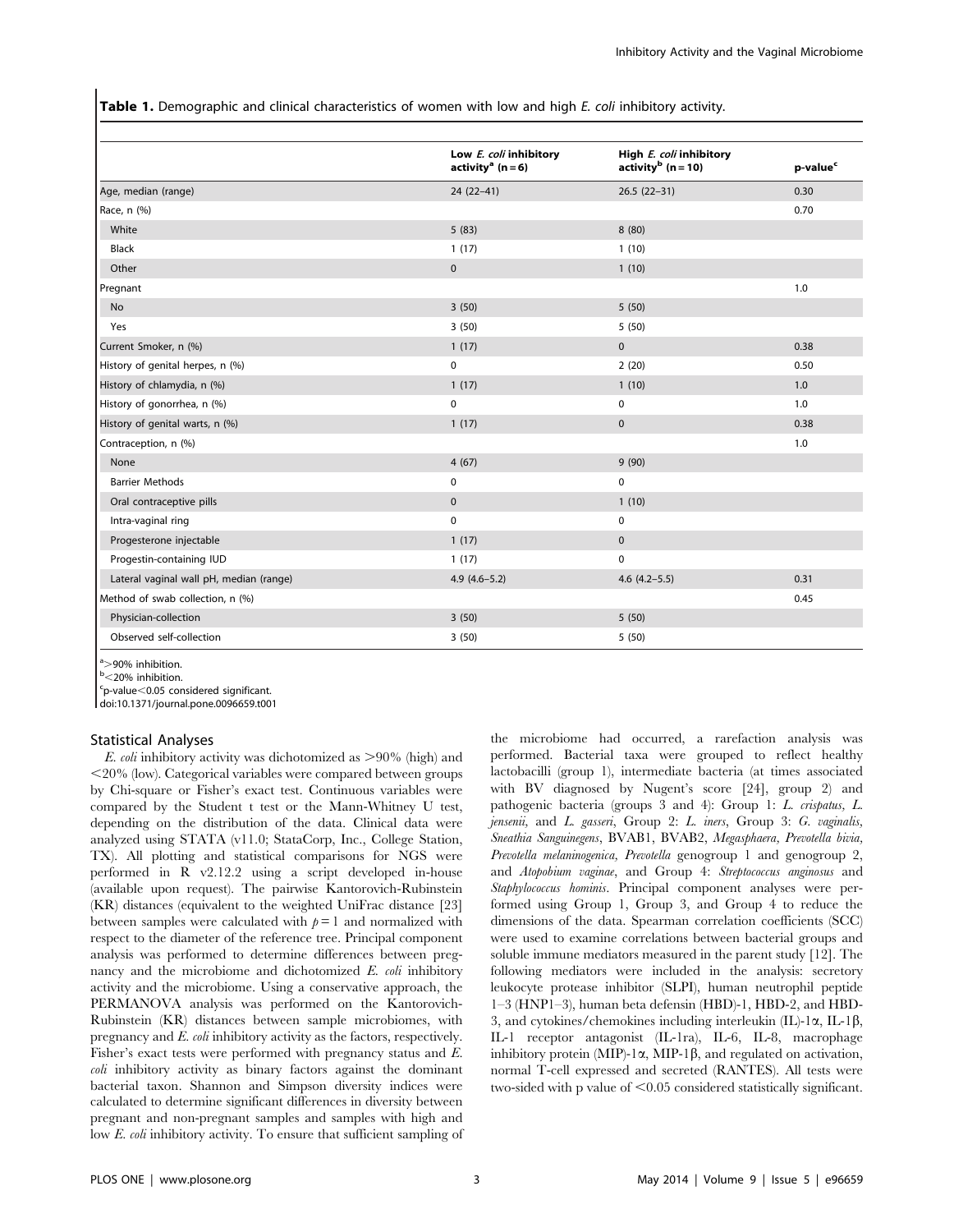**Table 1.** Demographic and clinical characteristics of women with low and high *E. coli* inhibitory activity.

| | Low *E. coli* inhibitory activity[a] (n = 6) | High *E. coli* inhibitory activity[b] (n = 10) | p-value[c] |
|---|---|---|---|
| Age, median (range) | 24 (22–41) | 26.5 (22–31) | 0.30 |
| Race, n (%) | | | 0.70 |
| White | 5 (83) | 8 (80) | |
| Black | 1 (17) | 1 (10) | |
| Other | 0 | 1 (10) | |
| Pregnant | | | 1.0 |
| No | 3 (50) | 5 (50) | |
| Yes | 3 (50) | 5 (50) | |
| Current Smoker, n (%) | 1 (17) | 0 | 0.38 |
| History of genital herpes, n (%) | 0 | 2 (20) | 0.50 |
| History of chlamydia, n (%) | 1 (17) | 1 (10) | 1.0 |
| History of gonorrhea, n (%) | 0 | 0 | 1.0 |
| History of genital warts, n (%) | 1 (17) | 0 | 0.38 |
| Contraception, n (%) | | | 1.0 |
| None | 4 (67) | 9 (90) | |
| Barrier Methods | 0 | 0 | |
| Oral contraceptive pills | 0 | 1 (10) | |
| Intra-vaginal ring | 0 | 0 | |
| Progesterone injectable | 1 (17) | 0 | |
| Progestin-containing IUD | 1 (17) | 0 | |
| Lateral vaginal wall pH, median (range) | 4.9 (4.6–5.2) | 4.6 (4.2–5.5) | 0.31 |
| Method of swab collection, n (%) | | | 0.45 |
| Physician-collection | 3 (50) | 5 (50) | |
| Observed self-collection | 3 (50) | 5 (50) | |

[a]>90% inhibition.
[b]<20% inhibition.
[c]p-value<0.05 considered significant.
doi:10.1371/journal.pone.0096659.t001

### Statistical Analyses

*E. coli* inhibitory activity was dichotomized as >90% (high) and <20% (low). Categorical variables were compared between groups by Chi-square or Fisher's exact test. Continuous variables were compared by the Student t test or the Mann-Whitney U test, depending on the distribution of the data. Clinical data were analyzed using STATA (v11.0; StataCorp, Inc., College Station, TX). All plotting and statistical comparisons for NGS were performed in R v2.12.2 using a script developed in-house (available upon request). The pairwise Kantorovich-Rubinstein (KR) distances (equivalent to the weighted UniFrac distance [23] between samples were calculated with $p = 1$ and normalized with respect to the diameter of the reference tree. Principal component analysis was performed to determine differences between pregnancy and the microbiome and dichotomized *E. coli* inhibitory activity and the microbiome. Using a conservative approach, the PERMANOVA analysis was performed on the Kantorovich-Rubinstein (KR) distances between sample microbiomes, with pregnancy and *E. coli* inhibitory activity as the factors, respectively. Fisher's exact tests were performed with pregnancy status and *E. coli* inhibitory activity as binary factors against the dominant bacterial taxon. Shannon and Simpson diversity indices were calculated to determine significant differences in diversity between pregnant and non-pregnant samples and samples with high and low *E. coli* inhibitory activity. To ensure that sufficient sampling of the microbiome had occurred, a rarefaction analysis was performed. Bacterial taxa were grouped to reflect healthy lactobacilli (group 1), intermediate bacteria (at times associated with BV diagnosed by Nugent's score [24], group 2) and pathogenic bacteria (groups 3 and 4): Group 1: *L. crispatus*, *L. jensenii*, and *L. gasseri*, Group 2: *L. iners*, Group 3: *G. vaginalis*, *Sneathia Sanguinegens*, BVAB1, BVAB2, *Megasphaera*, *Prevotella bivia*, *Prevotella melaninogenica*, *Prevotella* genogroup 1 and genogroup 2, and *Atopobium vaginae*, and Group 4: *Streptococcus anginosus* and *Staphylococcus hominis*. Principal component analyses were performed using Group 1, Group 3, and Group 4 to reduce the dimensions of the data. Spearman correlation coefficients (SCC) were used to examine correlations between bacterial groups and soluble immune mediators measured in the parent study [12]. The following mediators were included in the analysis: secretory leukocyte protease inhibitor (SLPI), human neutrophil peptide 1–3 (HNP1–3), human beta defensin (HBD)-1, HBD-2, and HBD-3, and cytokines/chemokines including interleukin (IL)-1α, IL-1β, IL-1 receptor antagonist (IL-1ra), IL-6, IL-8, macrophage inhibitory protein (MIP)-1α, MIP-1β, and regulated on activation, normal T-cell expressed and secreted (RANTES). All tests were two-sided with p value of <0.05 considered statistically significant.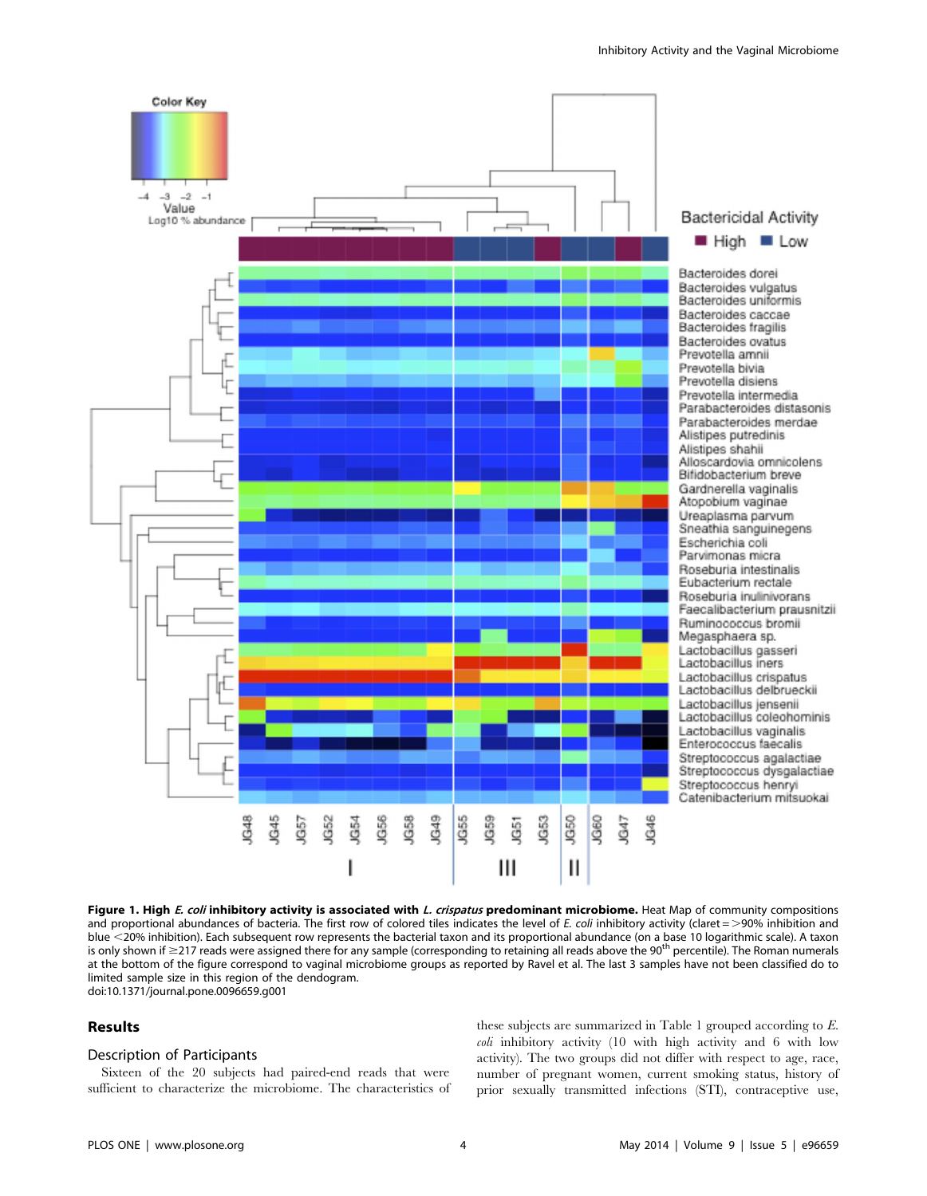**Figure 1. High *E. coli* inhibitory activity is associated with *L. crispatus* predominant microbiome.** Heat Map of community compositions and proportional abundances of bacteria. The first row of colored tiles indicates the level of *E. coli* inhibitory activity (claret = >90% inhibition and blue <20% inhibition). Each subsequent row represents the bacterial taxon and its proportional abundance (on a base 10 logarithmic scale). A taxon is only shown if ≥217 reads were assigned there for any sample (corresponding to retaining all reads above the 90th percentile). The Roman numerals at the bottom of the figure correspond to vaginal microbiome groups as reported by Ravel et al. The last 3 samples have not been classified do to limited sample size in this region of the dendogram.
doi:10.1371/journal.pone.0096659.g001

## Results

### Description of Participants

Sixteen of the 20 subjects had paired-end reads that were sufficient to characterize the microbiome. The characteristics of these subjects are summarized in Table 1 grouped according to *E. coli* inhibitory activity (10 with high activity and 6 with low activity). The two groups did not differ with respect to age, race, number of pregnant women, current smoking status, history of prior sexually transmitted infections (STI), contraceptive use,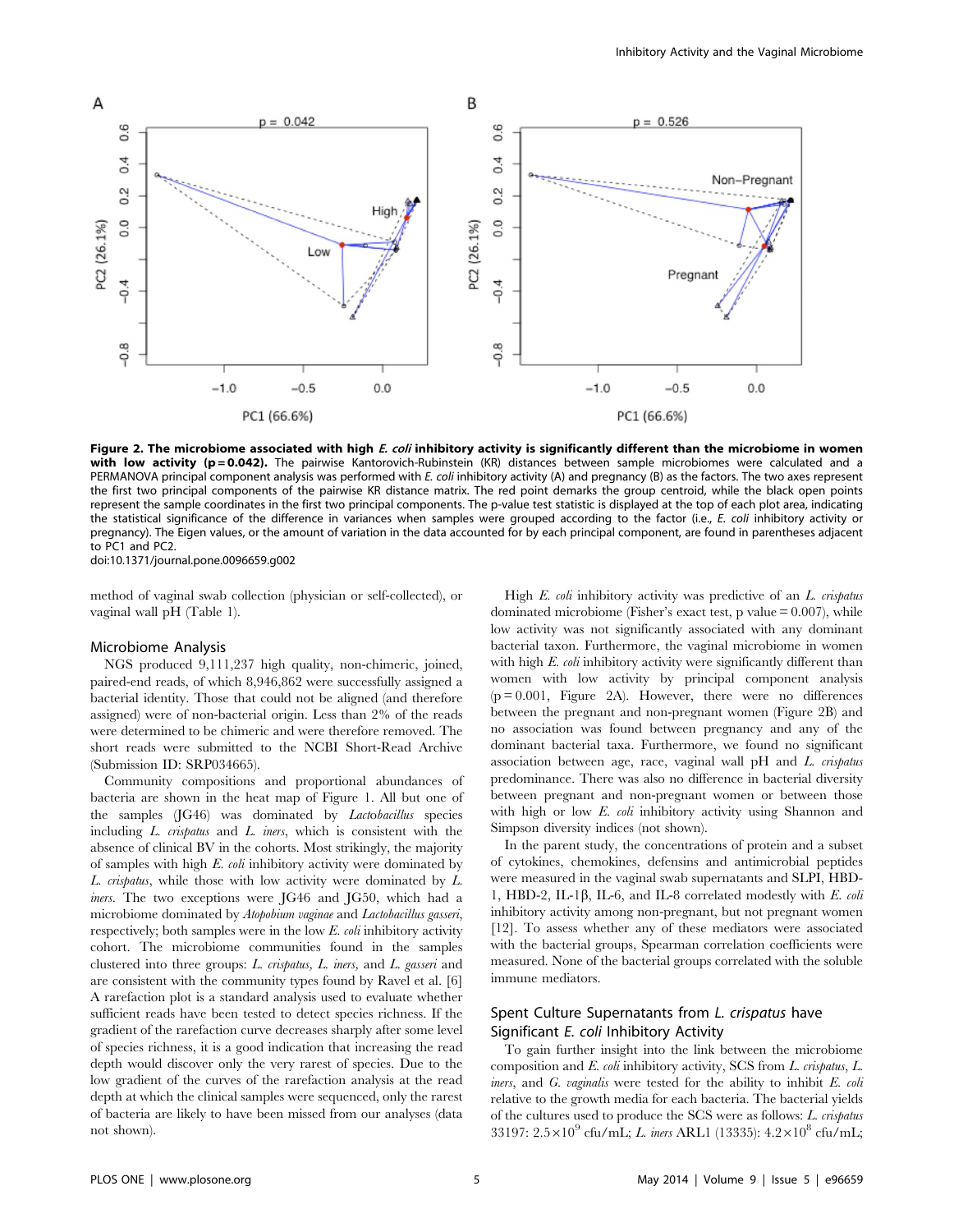**Figure 2. The microbiome associated with high *E. coli* inhibitory activity is significantly different than the microbiome in women with low activity (p = 0.042).** The pairwise Kantorovich-Rubinstein (KR) distances between sample microbiomes were calculated and a PERMANOVA principal component analysis was performed with *E. coli* inhibitory activity (A) and pregnancy (B) as the factors. The two axes represent the first two principal components of the pairwise KR distance matrix. The red point demarks the group centroid, while the black open points represent the sample coordinates in the first two principal components. The p-value test statistic is displayed at the top of each plot area, indicating the statistical significance of the difference in variances when samples were grouped according to the factor (i.e., *E. coli* inhibitory activity or pregnancy). The Eigen values, or the amount of variation in the data accounted for by each principal component, are found in parentheses adjacent to PC1 and PC2.
doi:10.1371/journal.pone.0096659.g002

method of vaginal swab collection (physician or self-collected), or vaginal wall pH (Table 1).

## Microbiome Analysis

NGS produced 9,111,237 high quality, non-chimeric, joined, paired-end reads, of which 8,946,862 were successfully assigned a bacterial identity. Those that could not be aligned (and therefore assigned) were of non-bacterial origin. Less than 2% of the reads were determined to be chimeric and were therefore removed. The short reads were submitted to the NCBI Short-Read Archive (Submission ID: SRP034665).

Community compositions and proportional abundances of bacteria are shown in the heat map of Figure 1. All but one of the samples (JG46) was dominated by *Lactobacillus* species including *L. crispatus* and *L. iners*, which is consistent with the absence of clinical BV in the cohorts. Most strikingly, the majority of samples with high *E. coli* inhibitory activity were dominated by *L. crispatus*, while those with low activity were dominated by *L. iners*. The two exceptions were JG46 and JG50, which had a microbiome dominated by *Atopobium vaginae* and *Lactobacillus gasseri*, respectively; both samples were in the low *E. coli* inhibitory activity cohort. The microbiome communities found in the samples clustered into three groups: *L. crispatus*, *L. iners*, and *L. gasseri* and are consistent with the community types found by Ravel et al. [6] A rarefaction plot is a standard analysis used to evaluate whether sufficient reads have been tested to detect species richness. If the gradient of the rarefaction curve decreases sharply after some level of species richness, it is a good indication that increasing the read depth would discover only the very rarest of species. Due to the low gradient of the curves of the rarefaction analysis at the read depth at which the clinical samples were sequenced, only the rarest of bacteria are likely to have been missed from our analyses (data not shown).

High *E. coli* inhibitory activity was predictive of an *L. crispatus* dominated microbiome (Fisher's exact test, p value = 0.007), while low activity was not significantly associated with any dominant bacterial taxon. Furthermore, the vaginal microbiome in women with high *E. coli* inhibitory activity were significantly different than women with low activity by principal component analysis (p = 0.001, Figure 2A). However, there were no differences between the pregnant and non-pregnant women (Figure 2B) and no association was found between pregnancy and any of the dominant bacterial taxa. Furthermore, we found no significant association between age, race, vaginal wall pH and *L. crispatus* predominance. There was also no difference in bacterial diversity between pregnant and non-pregnant women or between those with high or low *E. coli* inhibitory activity using Shannon and Simpson diversity indices (not shown).

In the parent study, the concentrations of protein and a subset of cytokines, chemokines, defensins and antimicrobial peptides were measured in the vaginal swab supernatants and SLPI, HBD-1, HBD-2, IL-1β, IL-6, and IL-8 correlated modestly with *E. coli* inhibitory activity among non-pregnant, but not pregnant women [12]. To assess whether any of these mediators were associated with the bacterial groups, Spearman correlation coefficients were measured. None of the bacterial groups correlated with the soluble immune mediators.

## Spent Culture Supernatants from *L. crispatus* have Significant *E. coli* Inhibitory Activity

To gain further insight into the link between the microbiome composition and *E. coli* inhibitory activity, SCS from *L. crispatus*, *L. iners*, and *G. vaginalis* were tested for the ability to inhibit *E. coli* relative to the growth media for each bacteria. The bacterial yields of the cultures used to produce the SCS were as follows: *L. crispatus* 33197: $2.5\times10^{9}$ cfu/mL; *L. iners* ARL1 (13335): $4.2\times10^{8}$ cfu/mL;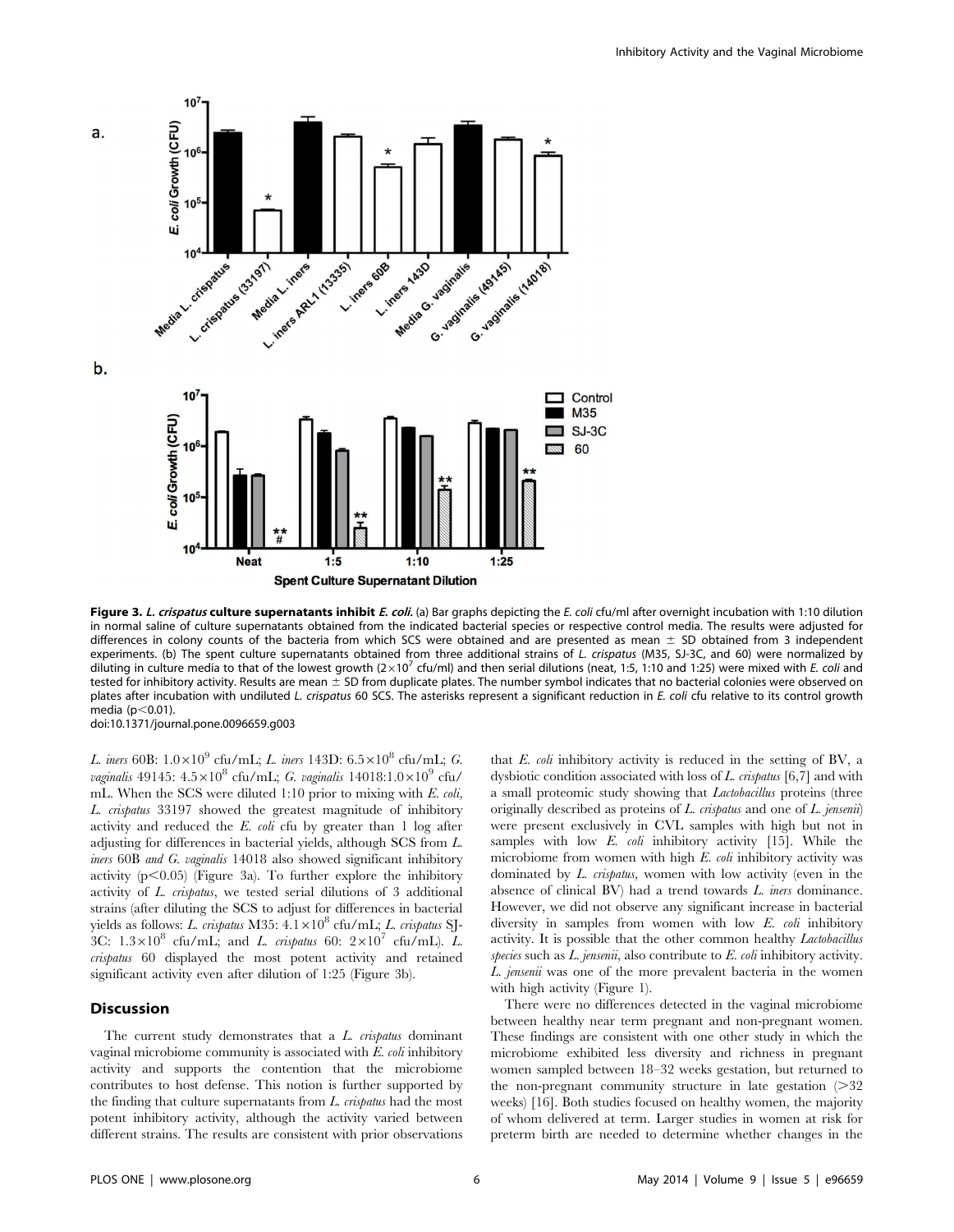**Figure 3. *L. crispatus* culture supernatants inhibit *E. coli*.** (a) Bar graphs depicting the *E. coli* cfu/ml after overnight incubation with 1:10 dilution in normal saline of culture supernatants obtained from the indicated bacterial species or respective control media. The results were adjusted for differences in colony counts of the bacteria from which SCS were obtained and are presented as mean ± SD obtained from 3 independent experiments. (b) The spent culture supernatants obtained from three additional strains of *L. crispatus* (M35, SJ-3C, and 60) were normalized by diluting in culture media to that of the lowest growth ($2\times10^7$ cfu/ml) and then serial dilutions (neat, 1:5, 1:10 and 1:25) were mixed with *E. coli* and tested for inhibitory activity. Results are mean ± SD from duplicate plates. The number symbol indicates that no bacterial colonies were observed on plates after incubation with undiluted *L. crispatus* 60 SCS. The asterisks represent a significant reduction in *E. coli* cfu relative to its control growth media ($p<0.01$).
doi:10.1371/journal.pone.0096659.g003

*L. iners* 60B: $1.0\times10^9$ cfu/mL; *L. iners* 143D: $6.5\times10^8$ cfu/mL; *G. vaginalis* 49145: $4.5\times10^8$ cfu/mL; *G. vaginalis* 14018:$1.0\times10^9$ cfu/mL. When the SCS were diluted 1:10 prior to mixing with *E. coli*, *L. crispatus* 33197 showed the greatest magnitude of inhibitory activity and reduced the *E. coli* cfu by greater than 1 log after adjusting for differences in bacterial yields, although SCS from *L. iners* 60B *and G. vaginalis* 14018 also showed significant inhibitory activity ($p<0.05$) (Figure 3a). To further explore the inhibitory activity of *L. crispatus*, we tested serial dilutions of 3 additional strains (after diluting the SCS to adjust for differences in bacterial yields as follows: *L. crispatus* M35: $4.1\times10^8$ cfu/mL; *L. crispatus* SJ-3C: $1.3\times10^8$ cfu/mL; and *L. crispatus* 60: $2\times10^7$ cfu/mL). *L. crispatus* 60 displayed the most potent activity and retained significant activity even after dilution of 1:25 (Figure 3b).

## Discussion

The current study demonstrates that a *L. crispatus* dominant vaginal microbiome community is associated with *E. coli* inhibitory activity and supports the contention that the microbiome contributes to host defense. This notion is further supported by the finding that culture supernatants from *L. crispatus* had the most potent inhibitory activity, although the activity varied between different strains. The results are consistent with prior observations that *E. coli* inhibitory activity is reduced in the setting of BV, a dysbiotic condition associated with loss of *L. crispatus* [6,7] and with a small proteomic study showing that *Lactobacillus* proteins (three originally described as proteins of *L. crispatus* and one of *L. jensenii*) were present exclusively in CVL samples with high but not in samples with low *E. coli* inhibitory activity [15]. While the microbiome from women with high *E. coli* inhibitory activity was dominated by *L. crispatus*, women with low activity (even in the absence of clinical BV) had a trend towards *L. iners* dominance. However, we did not observe any significant increase in bacterial diversity in samples from women with low *E. coli* inhibitory activity. It is possible that the other common healthy *Lactobacillus species* such as *L. jensenii*, also contribute to *E. coli* inhibitory activity. *L. jensenii* was one of the more prevalent bacteria in the women with high activity (Figure 1).

There were no differences detected in the vaginal microbiome between healthy near term pregnant and non-pregnant women. These findings are consistent with one other study in which the microbiome exhibited less diversity and richness in pregnant women sampled between 18–32 weeks gestation, but returned to the non-pregnant community structure in late gestation (>32 weeks) [16]. Both studies focused on healthy women, the majority of whom delivered at term. Larger studies in women at risk for preterm birth are needed to determine whether changes in the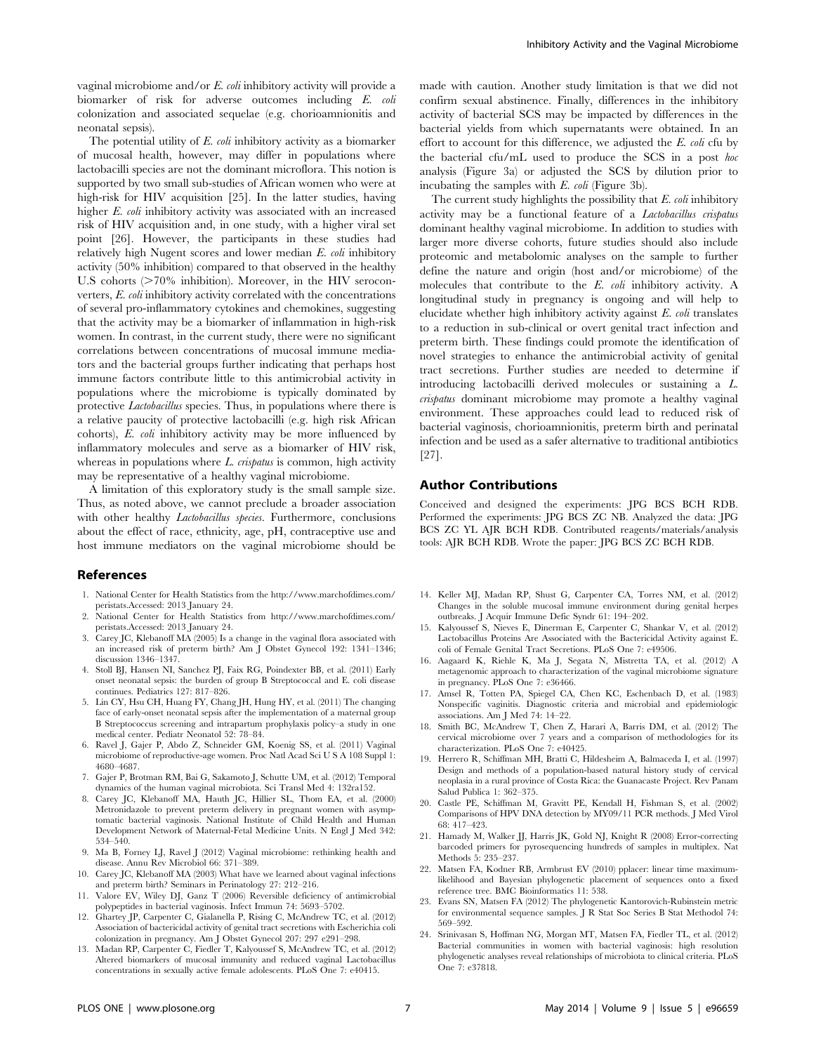vaginal microbiome and/or *E. coli* inhibitory activity will provide a biomarker of risk for adverse outcomes including *E. coli* colonization and associated sequelae (e.g. chorioamnionitis and neonatal sepsis).

The potential utility of *E. coli* inhibitory activity as a biomarker of mucosal health, however, may differ in populations where lactobacilli species are not the dominant microflora. This notion is supported by two small sub-studies of African women who were at high-risk for HIV acquisition [25]. In the latter studies, having higher *E. coli* inhibitory activity was associated with an increased risk of HIV acquisition and, in one study, with a higher viral set point [26]. However, the participants in these studies had relatively high Nugent scores and lower median *E. coli* inhibitory activity (50% inhibition) compared to that observed in the healthy U.S cohorts (>70% inhibition). Moreover, in the HIV seroconverters, *E. coli* inhibitory activity correlated with the concentrations of several pro-inflammatory cytokines and chemokines, suggesting that the activity may be a biomarker of inflammation in high-risk women. In contrast, in the current study, there were no significant correlations between concentrations of mucosal immune mediators and the bacterial groups further indicating that perhaps host immune factors contribute little to this antimicrobial activity in populations where the microbiome is typically dominated by protective *Lactobacillus* species. Thus, in populations where there is a relative paucity of protective lactobacilli (e.g. high risk African cohorts), *E. coli* inhibitory activity may be more influenced by inflammatory molecules and serve as a biomarker of HIV risk, whereas in populations where *L. crispatus* is common, high activity may be representative of a healthy vaginal microbiome.

A limitation of this exploratory study is the small sample size. Thus, as noted above, we cannot preclude a broader association with other healthy *Lactobacillus species*. Furthermore, conclusions about the effect of race, ethnicity, age, pH, contraceptive use and host immune mediators on the vaginal microbiome should be made with caution. Another study limitation is that we did not confirm sexual abstinence. Finally, differences in the inhibitory activity of bacterial SCS may be impacted by differences in the bacterial yields from which supernatants were obtained. In an effort to account for this difference, we adjusted the *E. coli* cfu by the bacterial cfu/mL used to produce the SCS in a post *hoc* analysis (Figure 3a) or adjusted the SCS by dilution prior to incubating the samples with *E. coli* (Figure 3b).

The current study highlights the possibility that *E. coli* inhibitory activity may be a functional feature of a *Lactobacillus crispatus* dominant healthy vaginal microbiome. In addition to studies with larger more diverse cohorts, future studies should also include proteomic and metabolomic analyses on the sample to further define the nature and origin (host and/or microbiome) of the molecules that contribute to the *E. coli* inhibitory activity. A longitudinal study in pregnancy is ongoing and will help to elucidate whether high inhibitory activity against *E. coli* translates to a reduction in sub-clinical or overt genital tract infection and preterm birth. These findings could promote the identification of novel strategies to enhance the antimicrobial activity of genital tract secretions. Further studies are needed to determine if introducing lactobacilli derived molecules or sustaining a *L. crispatus* dominant microbiome may promote a healthy vaginal environment. These approaches could lead to reduced risk of bacterial vaginosis, chorioamnionitis, preterm birth and perinatal infection and be used as a safer alternative to traditional antibiotics [27].

## Author Contributions

Conceived and designed the experiments: JPG BCS BCH RDB. Performed the experiments: JPG BCS ZC NB. Analyzed the data: JPG BCS ZC YL AJR BCH RDB. Contributed reagents/materials/analysis tools: AJR BCH RDB. Wrote the paper: JPG BCS ZC BCH RDB.

## References

1. National Center for Health Statistics from the http://www.marchofdimes.com/peristats.Accessed: 2013 January 24.
2. National Center for Health Statistics from http://www.marchofdimes.com/peristats.Accessed: 2013 January 24.
3. Carey JC, Klebanoff MA (2005) Is a change in the vaginal flora associated with an increased risk of preterm birth? Am J Obstet Gynecol 192: 1341–1346; discussion 1346–1347.
4. Stoll BJ, Hansen NI, Sanchez PJ, Faix RG, Poindexter BB, et al. (2011) Early onset neonatal sepsis: the burden of group B Streptococcal and E. coli disease continues. Pediatrics 127: 817–826.
5. Lin CY, Hsu CH, Huang FY, Chang JH, Hung HY, et al. (2011) The changing face of early-onset neonatal sepsis after the implementation of a maternal group B Streptococcus screening and intrapartum prophylaxis policy–a study in one medical center. Pediatr Neonatol 52: 78–84.
6. Ravel J, Gajer P, Abdo Z, Schneider GM, Koenig SS, et al. (2011) Vaginal microbiome of reproductive-age women. Proc Natl Acad Sci U S A 108 Suppl 1: 4680–4687.
7. Gajer P, Brotman RM, Bai G, Sakamoto J, Schutte UM, et al. (2012) Temporal dynamics of the human vaginal microbiota. Sci Transl Med 4: 132ra152.
8. Carey JC, Klebanoff MA, Hauth JC, Hillier SL, Thom EA, et al. (2000) Metronidazole to prevent preterm delivery in pregnant women with asymptomatic bacterial vaginosis. National Institute of Child Health and Human Development Network of Maternal-Fetal Medicine Units. N Engl J Med 342: 534–540.
9. Ma B, Forney LJ, Ravel J (2012) Vaginal microbiome: rethinking health and disease. Annu Rev Microbiol 66: 371–389.
10. Carey JC, Klebanoff MA (2003) What have we learned about vaginal infections and preterm birth? Seminars in Perinatology 27: 212–216.
11. Valore EV, Wiley DJ, Ganz T (2006) Reversible deficiency of antimicrobial polypeptides in bacterial vaginosis. Infect Immun 74: 5693–5702.
12. Ghartey JP, Carpenter C, Gialanella P, Rising C, McAndrew TC, et al. (2012) Association of bactericidal activity of genital tract secretions with Escherichia coli colonization in pregnancy. Am J Obstet Gynecol 207: 297 e291–298.
13. Madan RP, Carpenter C, Fiedler T, Kalyoussef S, McAndrew TC, et al. (2012) Altered biomarkers of mucosal immunity and reduced vaginal Lactobacillus concentrations in sexually active female adolescents. PLoS One 7: e40415.
14. Keller MJ, Madan RP, Shust G, Carpenter CA, Torres NM, et al. (2012) Changes in the soluble mucosal immune environment during genital herpes outbreaks. J Acquir Immune Defic Syndr 61: 194–202.
15. Kalyoussef S, Nieves E, Dinerman E, Carpenter C, Shankar V, et al. (2012) Lactobacillus Proteins Are Associated with the Bactericidal Activity against E. coli of Female Genital Tract Secretions. PLoS One 7: e49506.
16. Aagaard K, Riehle K, Ma J, Segata N, Mistretta TA, et al. (2012) A metagenomic approach to characterization of the vaginal microbiome signature in pregnancy. PLoS One 7: e36466.
17. Amsel R, Totten PA, Spiegel CA, Chen KC, Eschenbach D, et al. (1983) Nonspecific vaginitis. Diagnostic criteria and microbial and epidemiologic associations. Am J Med 74: 14–22.
18. Smith BC, McAndrew T, Chen Z, Harari A, Barris DM, et al. (2012) The cervical microbiome over 7 years and a comparison of methodologies for its characterization. PLoS One 7: e40425.
19. Herrero R, Schiffman MH, Bratti C, Hildesheim A, Balmaceda I, et al. (1997) Design and methods of a population-based natural history study of cervical neoplasia in a rural province of Costa Rica: the Guanacaste Project. Rev Panam Salud Publica 1: 362–375.
20. Castle PE, Schiffman M, Gravitt PE, Kendall H, Fishman S, et al. (2002) Comparisons of HPV DNA detection by MY09/11 PCR methods. J Med Virol 68: 417–423.
21. Hamady M, Walker JJ, Harris JK, Gold NJ, Knight R (2008) Error-correcting barcoded primers for pyrosequencing hundreds of samples in multiplex. Nat Methods 5: 235–237.
22. Matsen FA, Kodner RB, Armbrust EV (2010) pplacer: linear time maximum-likelihood and Bayesian phylogenetic placement of sequences onto a fixed reference tree. BMC Bioinformatics 11: 538.
23. Evans SN, Matsen FA (2012) The phylogenetic Kantorovich-Rubinstein metric for environmental sequence samples. J R Stat Soc Series B Stat Methodol 74: 569–592.
24. Srinivasan S, Hoffman NG, Morgan MT, Matsen FA, Fiedler TL, et al. (2012) Bacterial communities in women with bacterial vaginosis: high resolution phylogenetic analyses reveal relationships of microbiota to clinical criteria. PLoS One 7: e37818.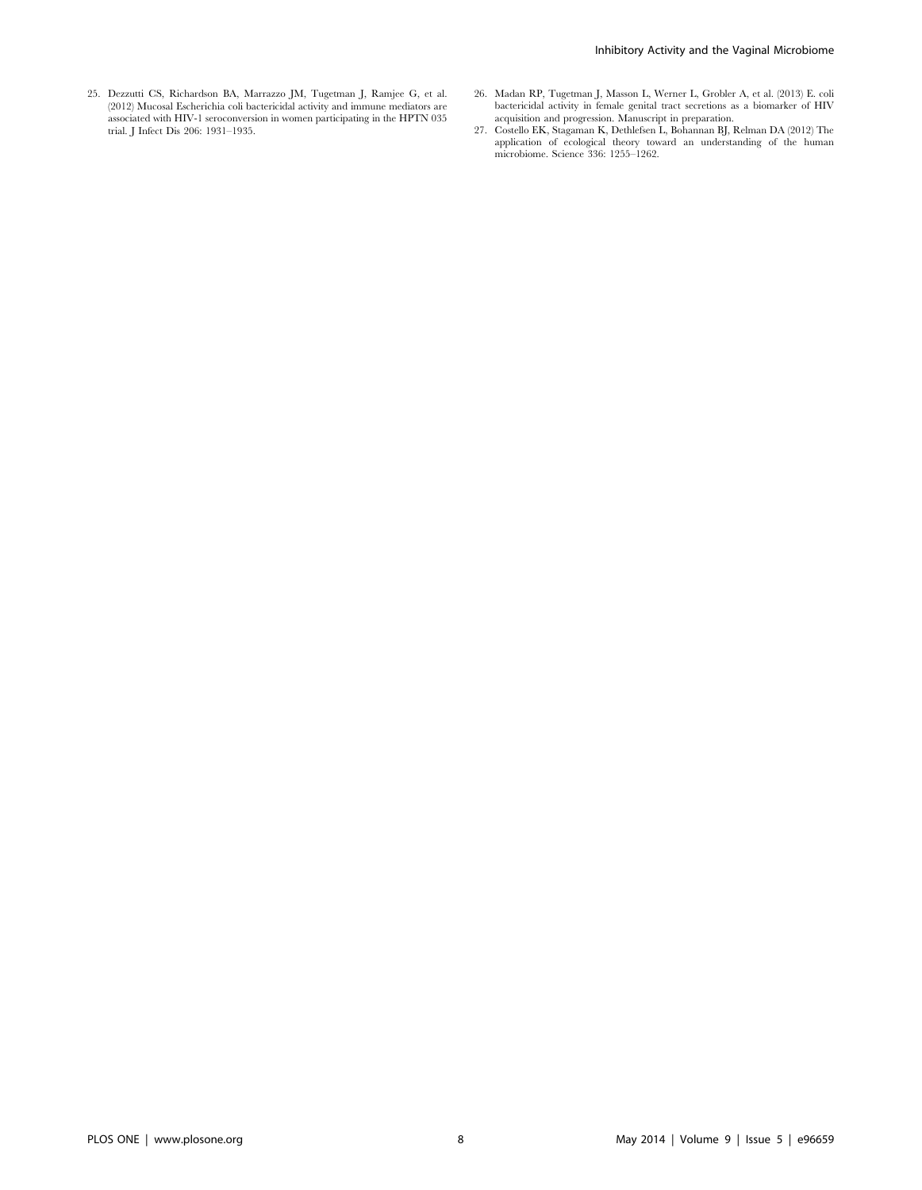25. Dezzutti CS, Richardson BA, Marrazzo JM, Tugetman J, Ramjee G, et al. (2012) Mucosal Escherichia coli bactericidal activity and immune mediators are associated with HIV-1 seroconversion in women participating in the HPTN 035 trial. J Infect Dis 206: 1931–1935.
26. Madan RP, Tugetman J, Masson L, Werner L, Grobler A, et al. (2013) E. coli bactericidal activity in female genital tract secretions as a biomarker of HIV acquisition and progression. Manuscript in preparation.
27. Costello EK, Stagaman K, Dethlefsen L, Bohannan BJ, Relman DA (2012) The application of ecological theory toward an understanding of the human microbiome. Science 336: 1255–1262.